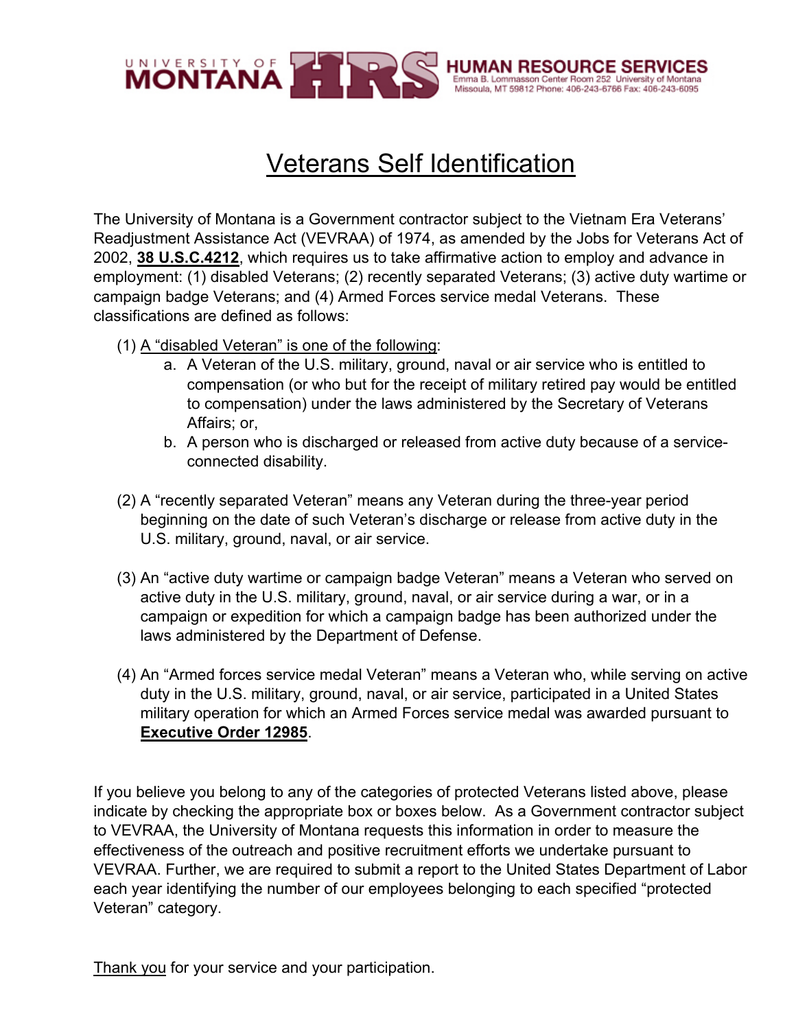UNIVERSITY OF MONTANA HRS **HUMAN RESOURCE SERVICES**
Emma B. Lommasson Center Room 252 University of Montana
Missoula, MT 59812 Phone: 406-243-6766 Fax: 406-243-6095

# Veterans Self Identification

The University of Montana is a Government contractor subject to the Vietnam Era Veterans' Readjustment Assistance Act (VEVRAA) of 1974, as amended by the Jobs for Veterans Act of 2002, **38 U.S.C.4212**, which requires us to take affirmative action to employ and advance in employment: (1) disabled Veterans; (2) recently separated Veterans; (3) active duty wartime or campaign badge Veterans; and (4) Armed Forces service medal Veterans. These classifications are defined as follows:

(1) A "disabled Veteran" is one of the following:

   a. A Veteran of the U.S. military, ground, naval or air service who is entitled to compensation (or who but for the receipt of military retired pay would be entitled to compensation) under the laws administered by the Secretary of Veterans Affairs; or,

   b. A person who is discharged or released from active duty because of a service-connected disability.

(2) A "recently separated Veteran" means any Veteran during the three-year period beginning on the date of such Veteran's discharge or release from active duty in the U.S. military, ground, naval, or air service.

(3) An "active duty wartime or campaign badge Veteran" means a Veteran who served on active duty in the U.S. military, ground, naval, or air service during a war, or in a campaign or expedition for which a campaign badge has been authorized under the laws administered by the Department of Defense.

(4) An "Armed forces service medal Veteran" means a Veteran who, while serving on active duty in the U.S. military, ground, naval, or air service, participated in a United States military operation for which an Armed Forces service medal was awarded pursuant to **Executive Order 12985**.

If you believe you belong to any of the categories of protected Veterans listed above, please indicate by checking the appropriate box or boxes below. As a Government contractor subject to VEVRAA, the University of Montana requests this information in order to measure the effectiveness of the outreach and positive recruitment efforts we undertake pursuant to VEVRAA. Further, we are required to submit a report to the United States Department of Labor each year identifying the number of our employees belonging to each specified "protected Veteran" category.

Thank you for your service and your participation.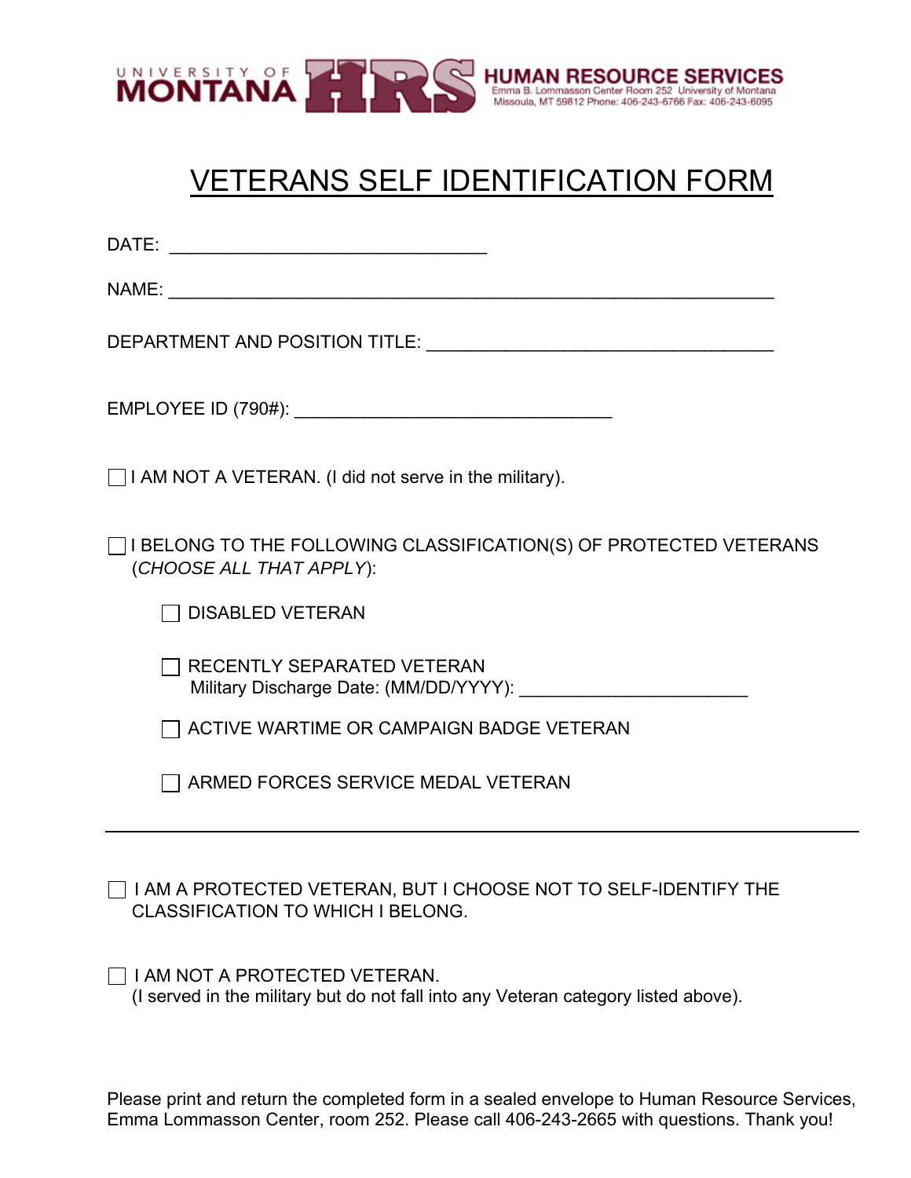UNIVERSITY OF MONTANA HRS HUMAN RESOURCE SERVICES
Emma B. Lommasson Center Room 252 University of Montana
Missoula, MT 59812 Phone: 406-243-6766 Fax: 406-243-6095

# VETERANS SELF IDENTIFICATION FORM

DATE: ________________________________

NAME: ____________________________________________________________

DEPARTMENT AND POSITION TITLE: ___________________________________

EMPLOYEE ID (790#): ________________________________

☐ I AM NOT A VETERAN. (I did not serve in the military).

☐ I BELONG TO THE FOLLOWING CLASSIFICATION(S) OF PROTECTED VETERANS (*CHOOSE ALL THAT APPLY*):

- ☐ DISABLED VETERAN
- ☐ RECENTLY SEPARATED VETERAN
  Military Discharge Date: (MM/DD/YYYY): _______________________
- ☐ ACTIVE WARTIME OR CAMPAIGN BADGE VETERAN
- ☐ ARMED FORCES SERVICE MEDAL VETERAN

---

☐ I AM A PROTECTED VETERAN, BUT I CHOOSE NOT TO SELF-IDENTIFY THE CLASSIFICATION TO WHICH I BELONG.

☐ I AM NOT A PROTECTED VETERAN.
(I served in the military but do not fall into any Veteran category listed above).

Please print and return the completed form in a sealed envelope to Human Resource Services, Emma Lommasson Center, room 252. Please call 406-243-2665 with questions. Thank you!